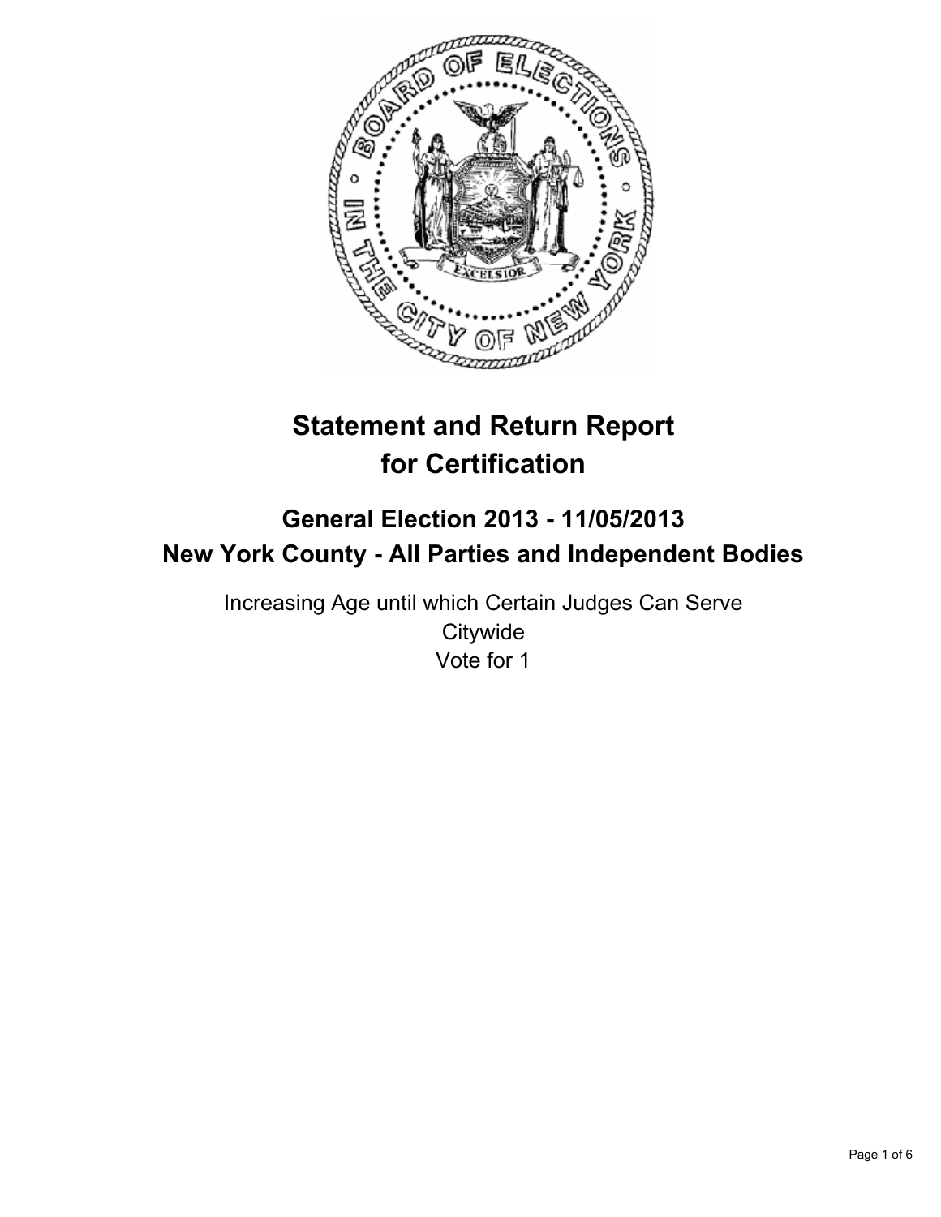# Statement and Return Report for Certification

## General Election 2013 - 11/05/2013
## New York County - All Parties and Independent Bodies

Increasing Age until which Certain Judges Can Serve
Citywide
Vote for 1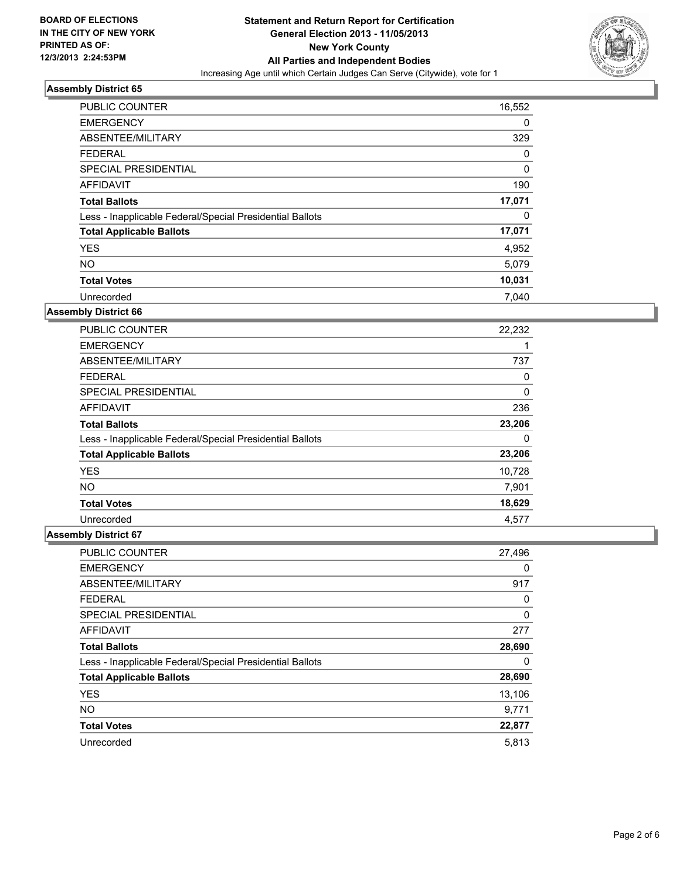**BOARD OF ELECTIONS IN THE CITY OF NEW YORK PRINTED AS OF: 12/3/2013 2:24:53PM**

**Statement and Return Report for Certification General Election 2013 - 11/05/2013 New York County All Parties and Independent Bodies**

Increasing Age until which Certain Judges Can Serve (Citywide), vote for 1

### Assembly District 65

| | |
|---|---|
| PUBLIC COUNTER | 16,552 |
| EMERGENCY | 0 |
| ABSENTEE/MILITARY | 329 |
| FEDERAL | 0 |
| SPECIAL PRESIDENTIAL | 0 |
| AFFIDAVIT | 190 |
| **Total Ballots** | **17,071** |
| Less - Inapplicable Federal/Special Presidential Ballots | 0 |
| **Total Applicable Ballots** | **17,071** |
| YES | 4,952 |
| NO | 5,079 |
| **Total Votes** | **10,031** |
| Unrecorded | 7,040 |

### Assembly District 66

| | |
|---|---|
| PUBLIC COUNTER | 22,232 |
| EMERGENCY | 1 |
| ABSENTEE/MILITARY | 737 |
| FEDERAL | 0 |
| SPECIAL PRESIDENTIAL | 0 |
| AFFIDAVIT | 236 |
| **Total Ballots** | **23,206** |
| Less - Inapplicable Federal/Special Presidential Ballots | 0 |
| **Total Applicable Ballots** | **23,206** |
| YES | 10,728 |
| NO | 7,901 |
| **Total Votes** | **18,629** |
| Unrecorded | 4,577 |

### Assembly District 67

| | |
|---|---|
| PUBLIC COUNTER | 27,496 |
| EMERGENCY | 0 |
| ABSENTEE/MILITARY | 917 |
| FEDERAL | 0 |
| SPECIAL PRESIDENTIAL | 0 |
| AFFIDAVIT | 277 |
| **Total Ballots** | **28,690** |
| Less - Inapplicable Federal/Special Presidential Ballots | 0 |
| **Total Applicable Ballots** | **28,690** |
| YES | 13,106 |
| NO | 9,771 |
| **Total Votes** | **22,877** |
| Unrecorded | 5,813 |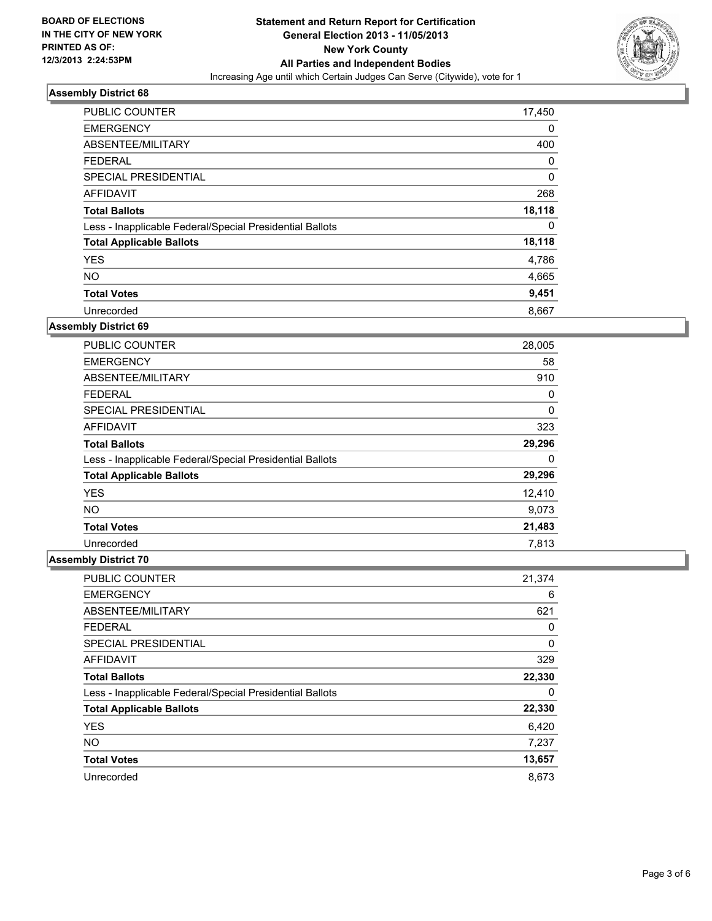**BOARD OF ELECTIONS IN THE CITY OF NEW YORK PRINTED AS OF: 12/3/2013 2:24:53PM**

# Statement and Return Report for Certification
## General Election 2013 - 11/05/2013
## New York County
## All Parties and Independent Bodies
Increasing Age until which Certain Judges Can Serve (Citywide), vote for 1

### Assembly District 68

| | |
|---|---|
| PUBLIC COUNTER | 17,450 |
| EMERGENCY | 0 |
| ABSENTEE/MILITARY | 400 |
| FEDERAL | 0 |
| SPECIAL PRESIDENTIAL | 0 |
| AFFIDAVIT | 268 |
| **Total Ballots** | **18,118** |
| Less - Inapplicable Federal/Special Presidential Ballots | 0 |
| **Total Applicable Ballots** | **18,118** |
| YES | 4,786 |
| NO | 4,665 |
| **Total Votes** | **9,451** |
| Unrecorded | 8,667 |

### Assembly District 69

| | |
|---|---|
| PUBLIC COUNTER | 28,005 |
| EMERGENCY | 58 |
| ABSENTEE/MILITARY | 910 |
| FEDERAL | 0 |
| SPECIAL PRESIDENTIAL | 0 |
| AFFIDAVIT | 323 |
| **Total Ballots** | **29,296** |
| Less - Inapplicable Federal/Special Presidential Ballots | 0 |
| **Total Applicable Ballots** | **29,296** |
| YES | 12,410 |
| NO | 9,073 |
| **Total Votes** | **21,483** |
| Unrecorded | 7,813 |

### Assembly District 70

| | |
|---|---|
| PUBLIC COUNTER | 21,374 |
| EMERGENCY | 6 |
| ABSENTEE/MILITARY | 621 |
| FEDERAL | 0 |
| SPECIAL PRESIDENTIAL | 0 |
| AFFIDAVIT | 329 |
| **Total Ballots** | **22,330** |
| Less - Inapplicable Federal/Special Presidential Ballots | 0 |
| **Total Applicable Ballots** | **22,330** |
| YES | 6,420 |
| NO | 7,237 |
| **Total Votes** | **13,657** |
| Unrecorded | 8,673 |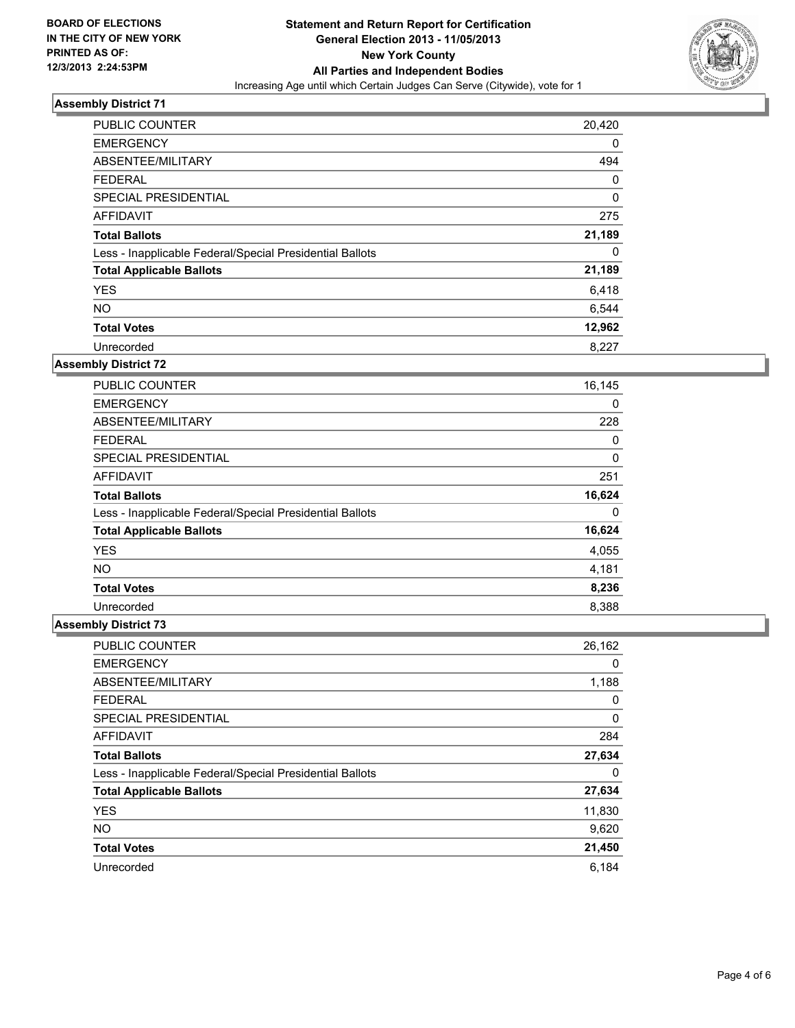**BOARD OF ELECTIONS IN THE CITY OF NEW YORK PRINTED AS OF: 12/3/2013 2:24:53PM**

**Statement and Return Report for Certification**
**General Election 2013 - 11/05/2013**
**New York County**
**All Parties and Independent Bodies**
Increasing Age until which Certain Judges Can Serve (Citywide), vote for 1

### Assembly District 71

| | |
|---|---|
| PUBLIC COUNTER | 20,420 |
| EMERGENCY | 0 |
| ABSENTEE/MILITARY | 494 |
| FEDERAL | 0 |
| SPECIAL PRESIDENTIAL | 0 |
| AFFIDAVIT | 275 |
| **Total Ballots** | **21,189** |
| Less - Inapplicable Federal/Special Presidential Ballots | 0 |
| **Total Applicable Ballots** | **21,189** |
| YES | 6,418 |
| NO | 6,544 |
| **Total Votes** | **12,962** |
| Unrecorded | 8,227 |

### Assembly District 72

| | |
|---|---|
| PUBLIC COUNTER | 16,145 |
| EMERGENCY | 0 |
| ABSENTEE/MILITARY | 228 |
| FEDERAL | 0 |
| SPECIAL PRESIDENTIAL | 0 |
| AFFIDAVIT | 251 |
| **Total Ballots** | **16,624** |
| Less - Inapplicable Federal/Special Presidential Ballots | 0 |
| **Total Applicable Ballots** | **16,624** |
| YES | 4,055 |
| NO | 4,181 |
| **Total Votes** | **8,236** |
| Unrecorded | 8,388 |

### Assembly District 73

| | |
|---|---|
| PUBLIC COUNTER | 26,162 |
| EMERGENCY | 0 |
| ABSENTEE/MILITARY | 1,188 |
| FEDERAL | 0 |
| SPECIAL PRESIDENTIAL | 0 |
| AFFIDAVIT | 284 |
| **Total Ballots** | **27,634** |
| Less - Inapplicable Federal/Special Presidential Ballots | 0 |
| **Total Applicable Ballots** | **27,634** |
| YES | 11,830 |
| NO | 9,620 |
| **Total Votes** | **21,450** |
| Unrecorded | 6,184 |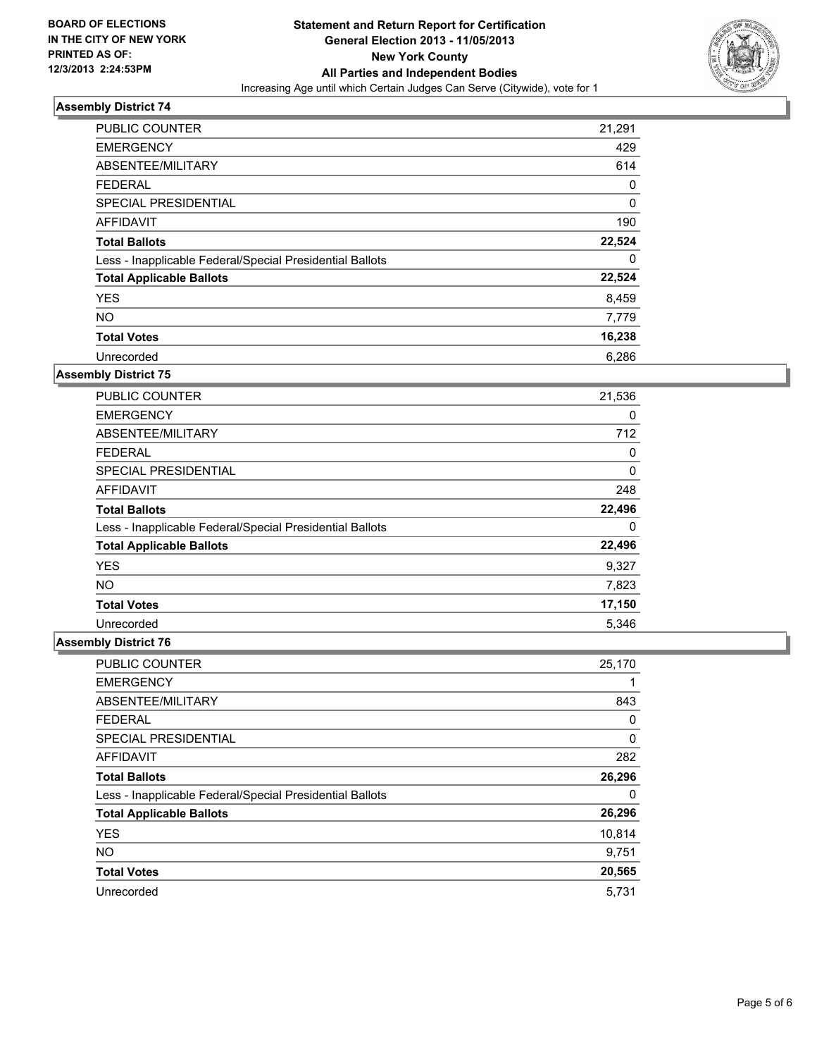BOARD OF ELECTIONS
IN THE CITY OF NEW YORK
PRINTED AS OF:
12/3/2013 2:24:53PM

**Statement and Return Report for Certification**
**General Election 2013 - 11/05/2013**
**New York County**
**All Parties and Independent Bodies**
Increasing Age until which Certain Judges Can Serve (Citywide), vote for 1

### Assembly District 74

| | |
|---|---|
| PUBLIC COUNTER | 21,291 |
| EMERGENCY | 429 |
| ABSENTEE/MILITARY | 614 |
| FEDERAL | 0 |
| SPECIAL PRESIDENTIAL | 0 |
| AFFIDAVIT | 190 |
| **Total Ballots** | **22,524** |
| Less - Inapplicable Federal/Special Presidential Ballots | 0 |
| **Total Applicable Ballots** | **22,524** |
| YES | 8,459 |
| NO | 7,779 |
| **Total Votes** | **16,238** |
| Unrecorded | 6,286 |

### Assembly District 75

| | |
|---|---|
| PUBLIC COUNTER | 21,536 |
| EMERGENCY | 0 |
| ABSENTEE/MILITARY | 712 |
| FEDERAL | 0 |
| SPECIAL PRESIDENTIAL | 0 |
| AFFIDAVIT | 248 |
| **Total Ballots** | **22,496** |
| Less - Inapplicable Federal/Special Presidential Ballots | 0 |
| **Total Applicable Ballots** | **22,496** |
| YES | 9,327 |
| NO | 7,823 |
| **Total Votes** | **17,150** |
| Unrecorded | 5,346 |

### Assembly District 76

| | |
|---|---|
| PUBLIC COUNTER | 25,170 |
| EMERGENCY | 1 |
| ABSENTEE/MILITARY | 843 |
| FEDERAL | 0 |
| SPECIAL PRESIDENTIAL | 0 |
| AFFIDAVIT | 282 |
| **Total Ballots** | **26,296** |
| Less - Inapplicable Federal/Special Presidential Ballots | 0 |
| **Total Applicable Ballots** | **26,296** |
| YES | 10,814 |
| NO | 9,751 |
| **Total Votes** | **20,565** |
| Unrecorded | 5,731 |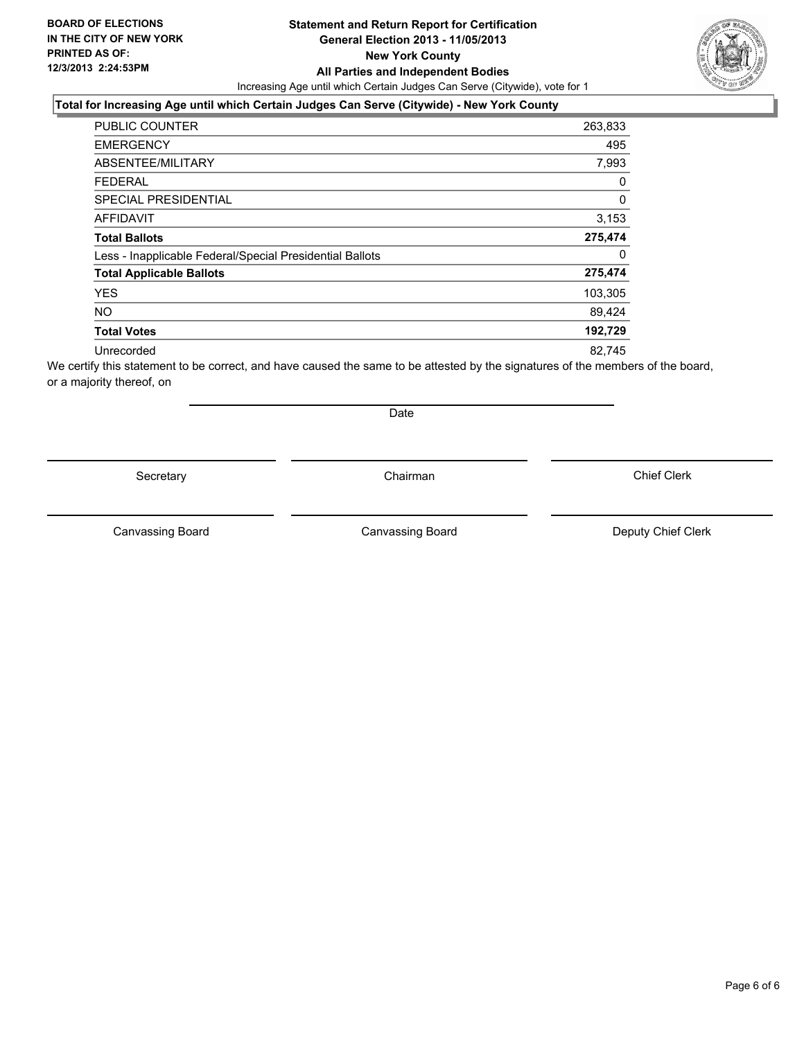**BOARD OF ELECTIONS IN THE CITY OF NEW YORK PRINTED AS OF: 12/3/2013 2:24:53PM**

**Statement and Return Report for Certification**
**General Election 2013 - 11/05/2013**
**New York County**
**All Parties and Independent Bodies**

Increasing Age until which Certain Judges Can Serve (Citywide), vote for 1

**Total for Increasing Age until which Certain Judges Can Serve (Citywide) - New York County**

| | |
|---|---|
| PUBLIC COUNTER | 263,833 |
| EMERGENCY | 495 |
| ABSENTEE/MILITARY | 7,993 |
| FEDERAL | 0 |
| SPECIAL PRESIDENTIAL | 0 |
| AFFIDAVIT | 3,153 |
| **Total Ballots** | **275,474** |
| Less - Inapplicable Federal/Special Presidential Ballots | 0 |
| **Total Applicable Ballots** | **275,474** |
| YES | 103,305 |
| NO | 89,424 |
| **Total Votes** | **192,729** |
| Unrecorded | 82,745 |

We certify this statement to be correct, and have caused the same to be attested by the signatures of the members of the board, or a majority thereof, on

Date

Secretary | Chairman | Chief Clerk

Canvassing Board | Canvassing Board | Deputy Chief Clerk